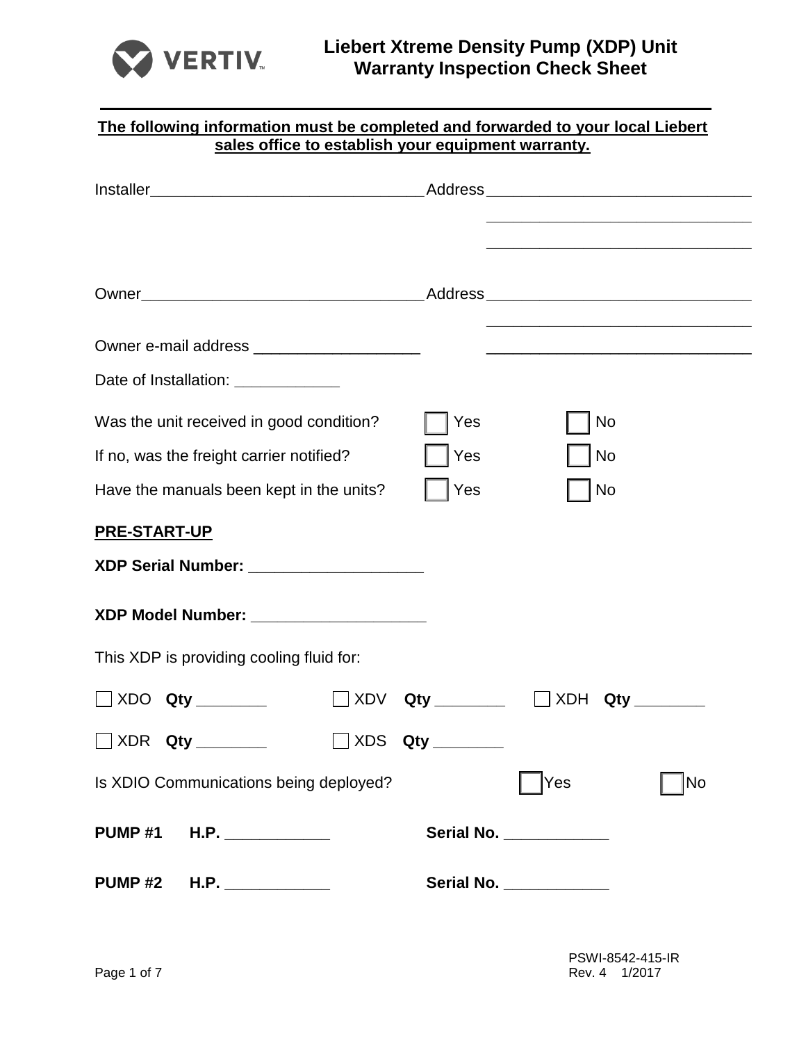# Liebert Xtreme Density Pump (XDP) Unit Warranty Inspection Check Sheet

**The following information must be completed and forwarded to your local Liebert sales office to establish your equipment warranty.**

Installer________________________________ Address_______________________________

_______________________________

_______________________________

Owner_________________________________ Address_______________________________

_______________________________

Owner e-mail address ___________________ _______________________________

Date of Installation: ____________

Was the unit received in good condition? ☐ Yes ☐ No

If no, was the freight carrier notified? ☐ Yes ☐ No

Have the manuals been kept in the units? ☐ Yes ☐ No

**PRE-START-UP**

**XDP Serial Number: ____________________**

**XDP Model Number: ____________________**

This XDP is providing cooling fluid for:

☐ XDO **Qty ________** ☐ XDV **Qty ________** ☐ XDH **Qty ________**

☐ XDR **Qty ________** ☐ XDS **Qty ________**

Is XDIO Communications being deployed? ☐ Yes ☐ No

**PUMP #1 H.P. ____________** **Serial No. ____________**

**PUMP #2 H.P. ____________** **Serial No. ____________**

PSWI-8542-415-IR
Rev. 4 1/2017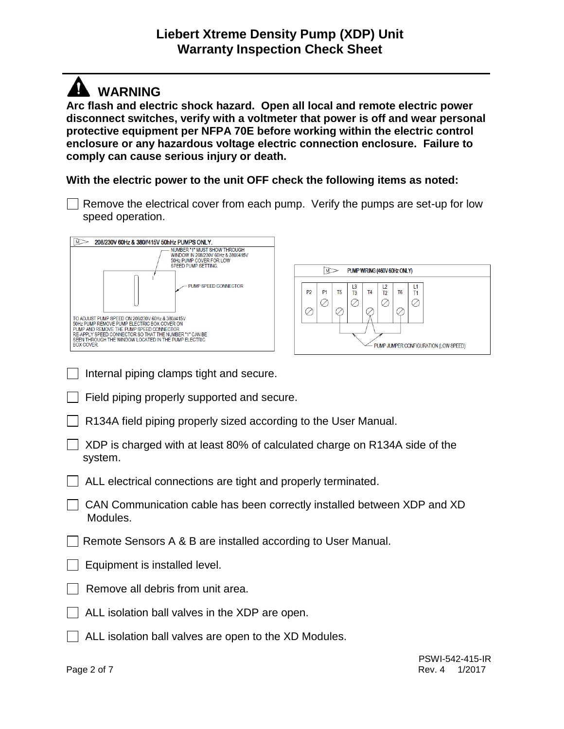# Liebert Xtreme Density Pump (XDP) Unit
# Warranty Inspection Check Sheet

## WARNING

**Arc flash and electric shock hazard. Open all local and remote electric power disconnect switches, verify with a voltmeter that power is off and wear personal protective equipment per NFPA 70E before working within the electric control enclosure or any hazardous voltage electric connection enclosure. Failure to comply can cause serious injury or death.**

**With the electric power to the unit OFF check the following items as noted:**

- [ ] Remove the electrical cover from each pump. Verify the pumps are set-up for low speed operation.

208/230V 60Hz & 380//415V 50hHz PUMPS ONLY.

NUMBER "1" MUST SHOW THROUGH WINDOW IN 208/230V 60Hz & 380/415V 50Hz PUMP COVER FOR LOW SPEED PUMP SETTING.

PUMP SPEED CONNECTOR

TO ADJUST PUMP SPEED ON 208/230V 60Hz & 380//415V 50Hz PUMP REMOVE PUMP ELECTRIC BOX COVER ON PUMP AND REMOVE THE PUMP SPEED CONNECTOR. RE-APPLY SPEED CONNECTOR SO THAT THE NUMBER "1" CAN BE SEEN THROUGH THE WINDOW LOCATED IN THE PUMP ELECTRIC BOX COVER.

PUMP WIRING (460V 60Hz ONLY)

P2 | P1 | T5 | L3 T3 | T4 | L2 T2 | T6 | L1 T1

PUMP JUMPER CONFIGURATION (LOW SPEED)

- [ ] Internal piping clamps tight and secure.
- [ ] Field piping properly supported and secure.
- [ ] R134A field piping properly sized according to the User Manual.
- [ ] XDP is charged with at least 80% of calculated charge on R134A side of the system.
- [ ] ALL electrical connections are tight and properly terminated.
- [ ] CAN Communication cable has been correctly installed between XDP and XD Modules.
- [ ] Remote Sensors A & B are installed according to User Manual.
- [ ] Equipment is installed level.
- [ ] Remove all debris from unit area.
- [ ] ALL isolation ball valves in the XDP are open.
- [ ] ALL isolation ball valves are open to the XD Modules.

PSWI-542-415-IR
Rev. 4 1/2017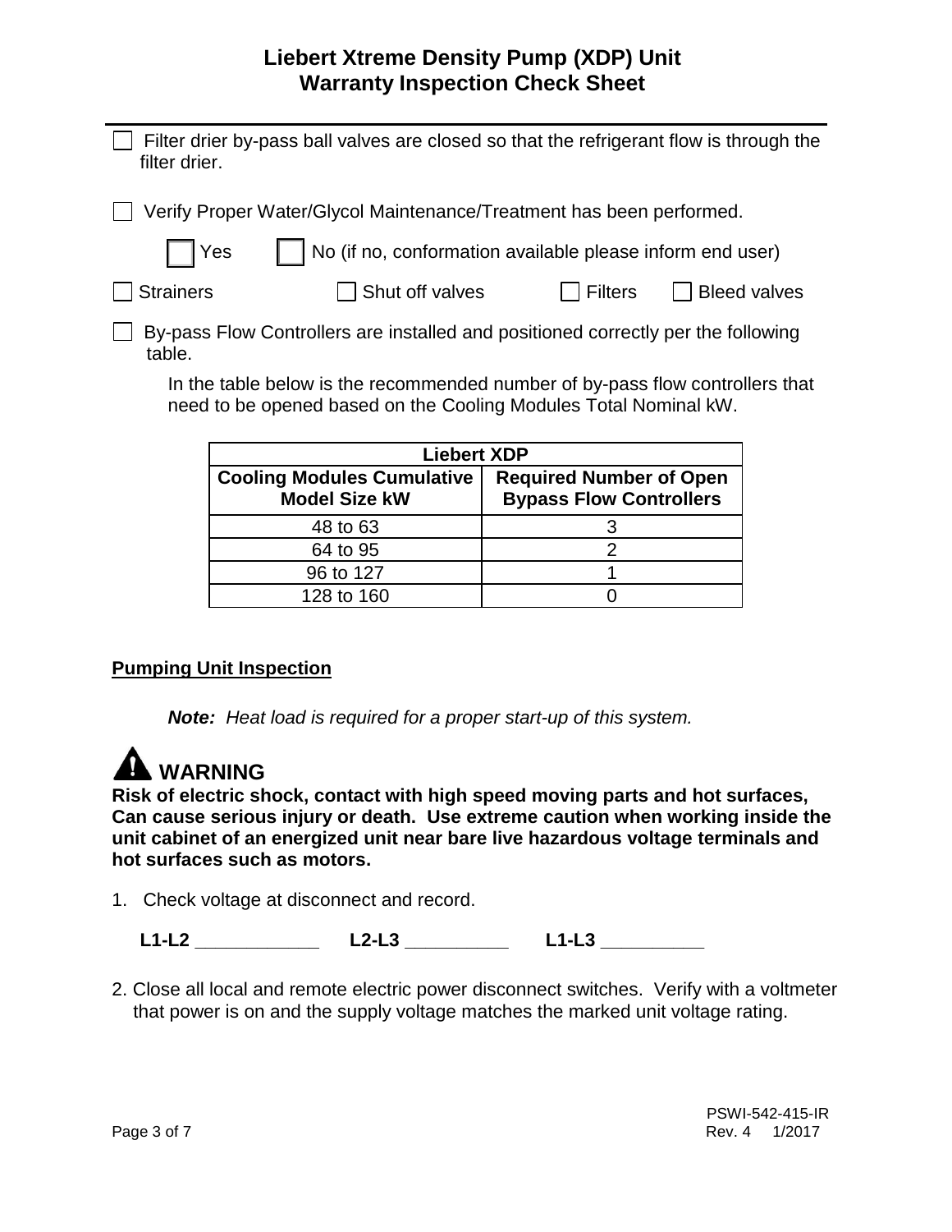# Liebert Xtreme Density Pump (XDP) Unit
# Warranty Inspection Check Sheet

☐ Filter drier by-pass ball valves are closed so that the refrigerant flow is through the filter drier.

☐ Verify Proper Water/Glycol Maintenance/Treatment has been performed.

☐ Yes ☐ No (if no, conformation available please inform end user)

☐ Strainers ☐ Shut off valves ☐ Filters ☐ Bleed valves

☐ By-pass Flow Controllers are installed and positioned correctly per the following table.

In the table below is the recommended number of by-pass flow controllers that need to be opened based on the Cooling Modules Total Nominal kW.

| **Liebert XDP** | |
|---|---|
| **Cooling Modules Cumulative Model Size kW** | **Required Number of Open Bypass Flow Controllers** |
| 48 to 63 | 3 |
| 64 to 95 | 2 |
| 96 to 127 | 1 |
| 128 to 160 | 0 |

## Pumping Unit Inspection

***Note:*** *Heat load is required for a proper start-up of this system.*

## WARNING

**Risk of electric shock, contact with high speed moving parts and hot surfaces, Can cause serious injury or death. Use extreme caution when working inside the unit cabinet of an energized unit near bare live hazardous voltage terminals and hot surfaces such as motors.**

1. Check voltage at disconnect and record.

   **L1-L2** ___________ **L2-L3** _________ **L1-L3** _________

2. Close all local and remote electric power disconnect switches. Verify with a voltmeter that power is on and the supply voltage matches the marked unit voltage rating.

PSWI-542-415-IR
Rev. 4 1/2017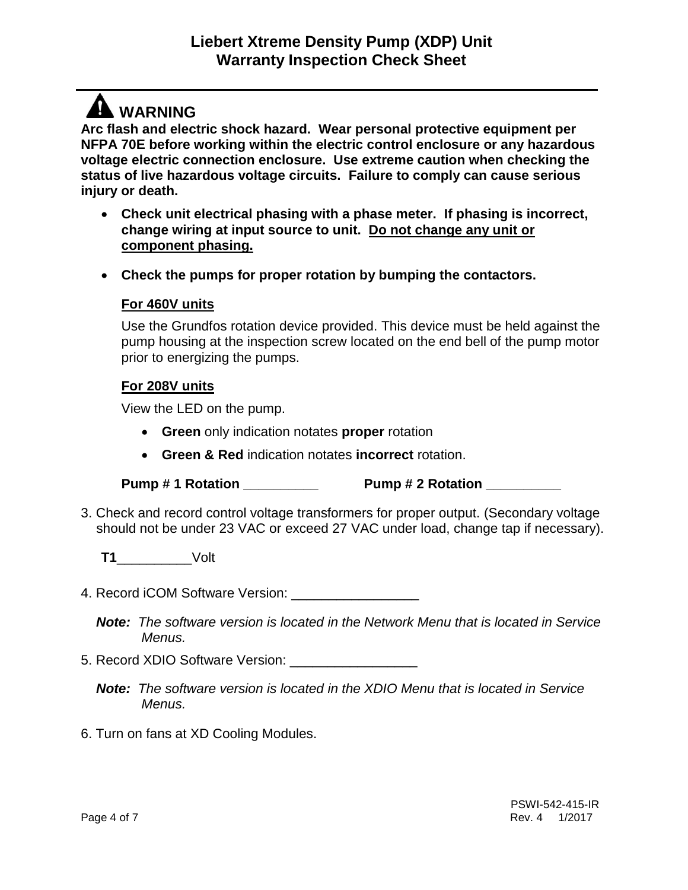# Liebert Xtreme Density Pump (XDP) Unit
# Warranty Inspection Check Sheet

## ⚠ WARNING

**Arc flash and electric shock hazard. Wear personal protective equipment per NFPA 70E before working within the electric control enclosure or any hazardous voltage electric connection enclosure. Use extreme caution when checking the status of live hazardous voltage circuits. Failure to comply can cause serious injury or death.**

- **Check unit electrical phasing with a phase meter. If phasing is incorrect, change wiring at input source to unit. <u>Do not change any unit or component phasing.</u>**

- **Check the pumps for proper rotation by bumping the contactors.**

  **<u>For 460V units</u>**

  Use the Grundfos rotation device provided. This device must be held against the pump housing at the inspection screw located on the end bell of the pump motor prior to energizing the pumps.

  **<u>For 208V units</u>**

  View the LED on the pump.

  - **Green** only indication notates **proper** rotation
  - **Green & Red** indication notates **incorrect** rotation.

  **Pump # 1 Rotation __________** **Pump # 2 Rotation __________**

3. Check and record control voltage transformers for proper output. (Secondary voltage should not be under 23 VAC or exceed 27 VAC under load, change tap if necessary).

   **T1**__________Volt

4. Record iCOM Software Version: _________________

   ***Note:*** *The software version is located in the Network Menu that is located in Service Menus.*

5. Record XDIO Software Version: _________________

   ***Note:*** *The software version is located in the XDIO Menu that is located in Service Menus.*

6. Turn on fans at XD Cooling Modules.

PSWI-542-415-IR
Rev. 4 1/2017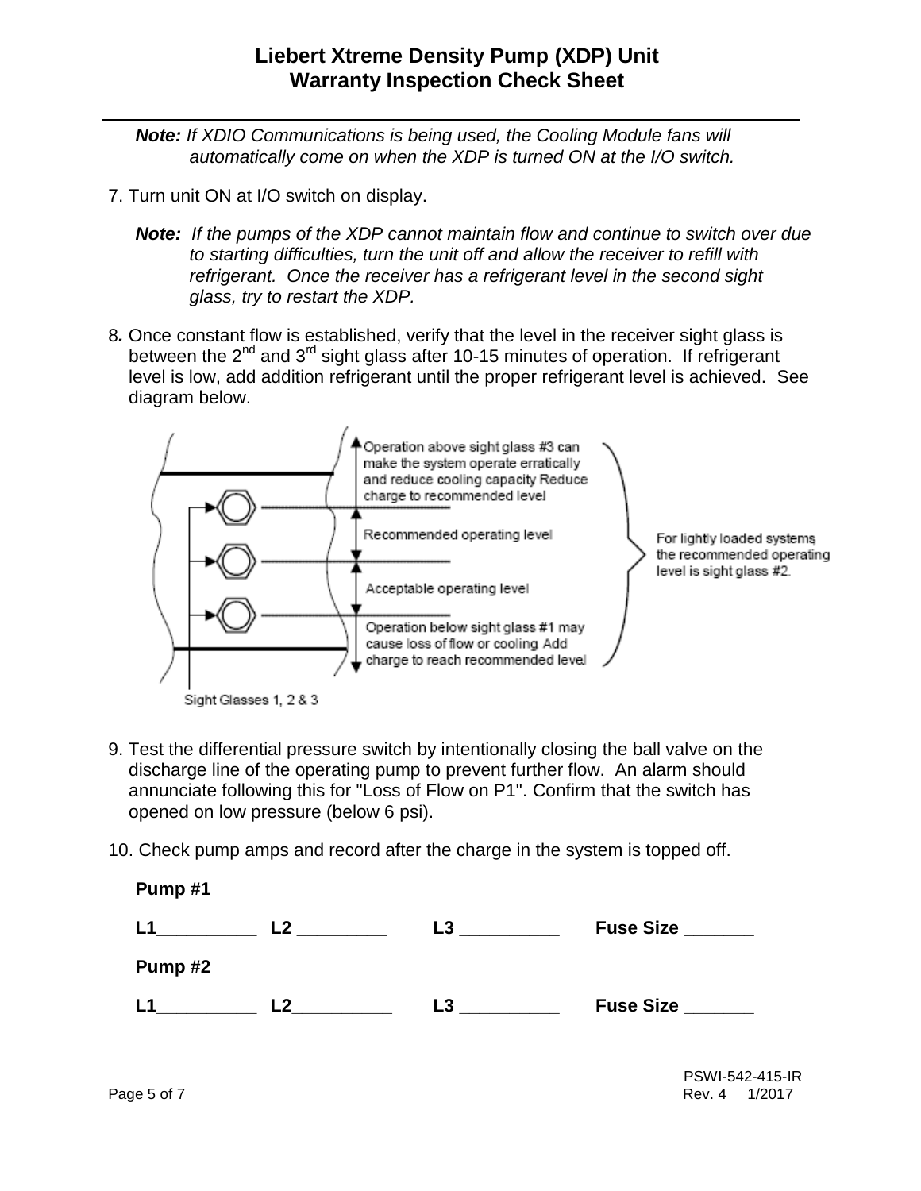# Liebert Xtreme Density Pump (XDP) Unit
# Warranty Inspection Check Sheet

***Note:*** *If XDIO Communications is being used, the Cooling Module fans will automatically come on when the XDP is turned ON at the I/O switch.*

7. Turn unit ON at I/O switch on display.

   ***Note:*** *If the pumps of the XDP cannot maintain flow and continue to switch over due to starting difficulties, turn the unit off and allow the receiver to refill with refrigerant. Once the receiver has a refrigerant level in the second sight glass, try to restart the XDP.*

8. Once constant flow is established, verify that the level in the receiver sight glass is between the 2nd and 3rd sight glass after 10-15 minutes of operation. If refrigerant level is low, add addition refrigerant until the proper refrigerant level is achieved. See diagram below.

Operation above sight glass #3 can make the system operate erratically and reduce cooling capacity Reduce charge to recommended level

Recommended operating level

Acceptable operating level

Operation below sight glass #1 may cause loss of flow or cooling Add charge to reach recommended level

For lightly loaded systems the recommended operating level is sight glass #2.

Sight Glasses 1, 2 & 3

9. Test the differential pressure switch by intentionally closing the ball valve on the discharge line of the operating pump to prevent further flow. An alarm should annunciate following this for "Loss of Flow on P1". Confirm that the switch has opened on low pressure (below 6 psi).

10. Check pump amps and record after the charge in the system is topped off.

**Pump #1**

**L1**__________ **L2** _________ **L3** __________ **Fuse Size** _______

**Pump #2**

**L1**__________ **L2**__________ **L3** __________ **Fuse Size** _______

PSWI-542-415-IR
Rev. 4 1/2017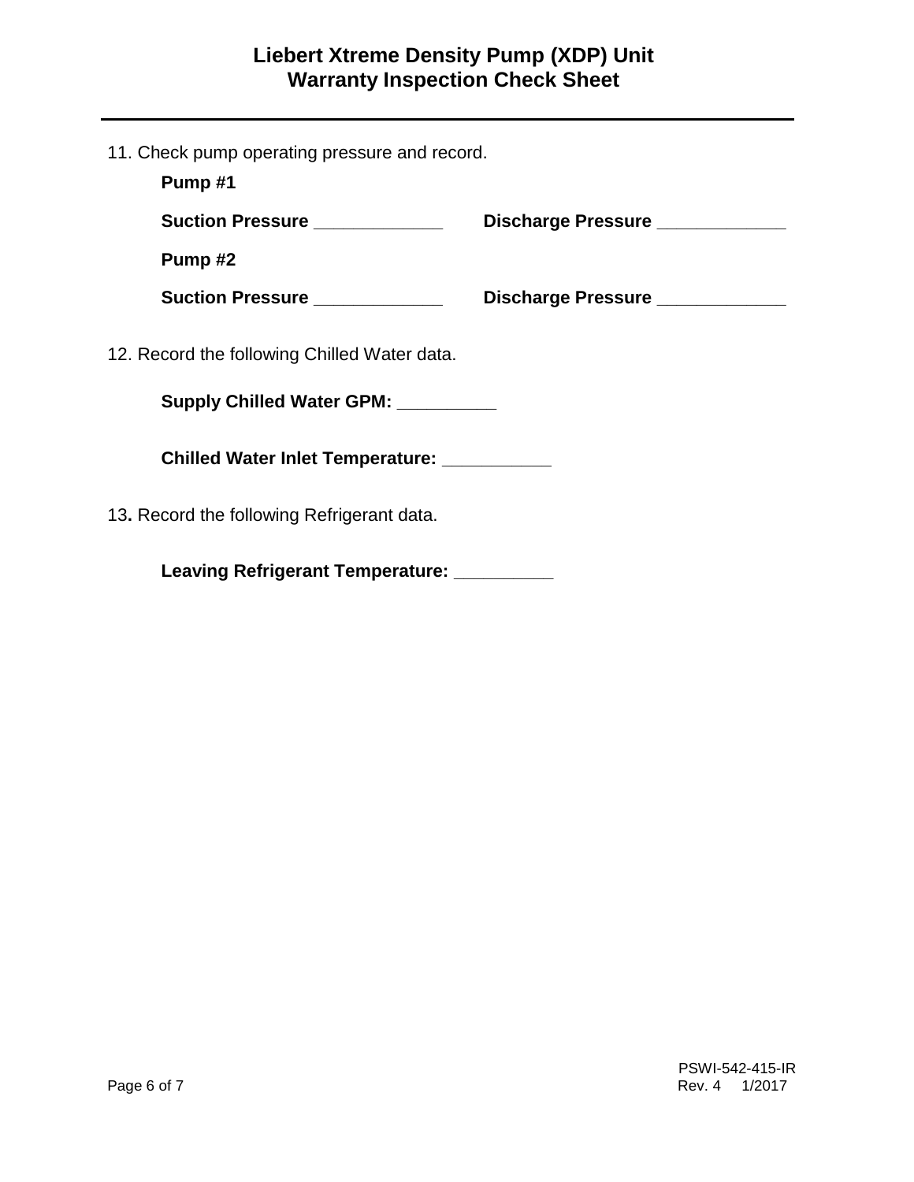11. Check pump operating pressure and record.

**Pump #1**

**Suction Pressure _____________ Discharge Pressure _____________**

**Pump #2**

**Suction Pressure _____________ Discharge Pressure _____________**

12. Record the following Chilled Water data.

**Supply Chilled Water GPM: __________**

**Chilled Water Inlet Temperature: ___________**

13**.** Record the following Refrigerant data.

**Leaving Refrigerant Temperature: __________**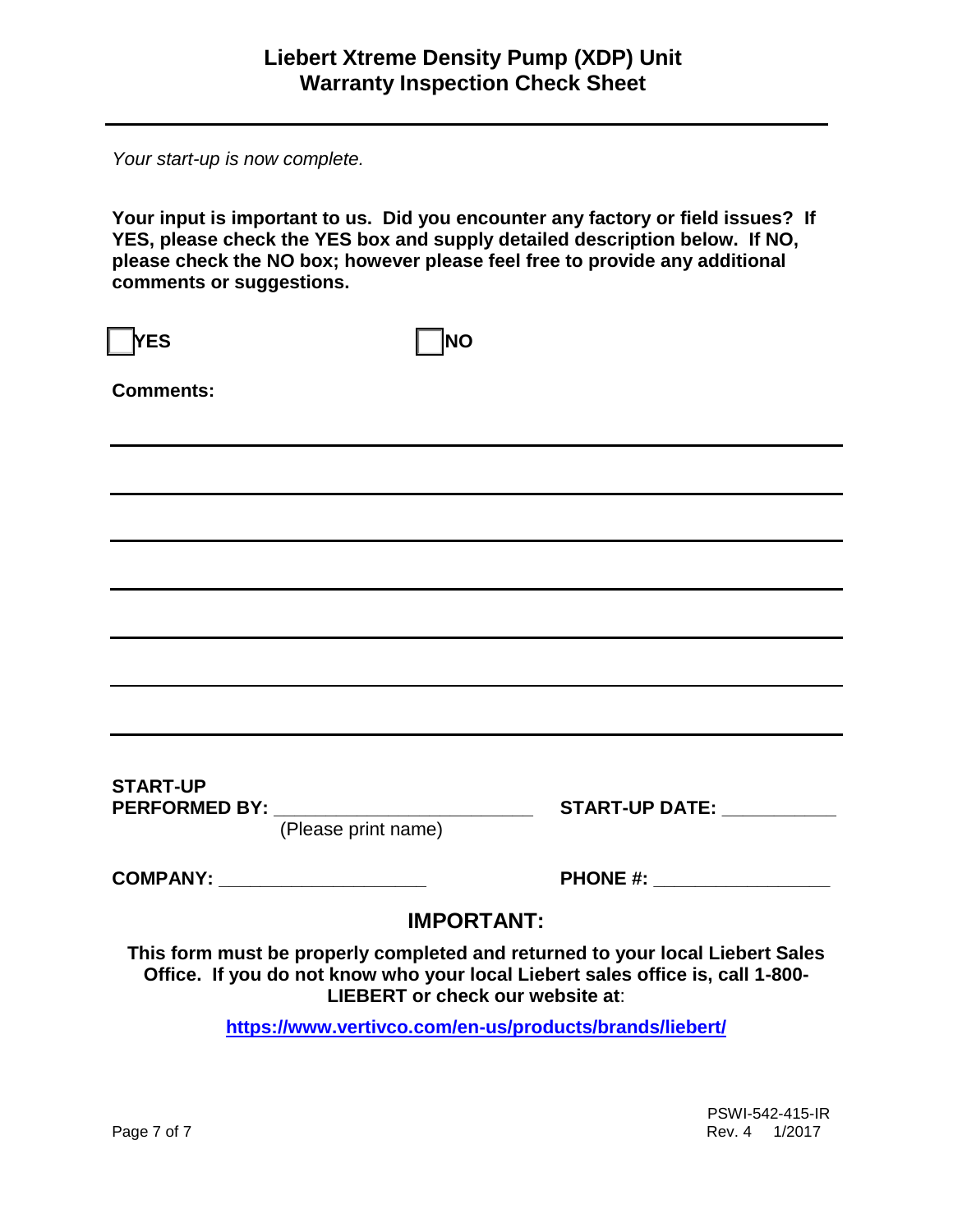# Liebert Xtreme Density Pump (XDP) Unit
# Warranty Inspection Check Sheet

*Your start-up is now complete.*

**Your input is important to us. Did you encounter any factory or field issues? If YES, please check the YES box and supply detailed description below. If NO, please check the NO box; however please feel free to provide any additional comments or suggestions.**

☐ **YES** ☐ **NO**

**Comments:**

\_\_\_\_\_\_\_\_\_\_\_\_\_\_\_\_\_\_\_\_\_\_\_\_\_\_\_\_\_\_\_\_\_\_\_\_\_\_\_\_\_\_\_\_\_\_\_\_\_\_\_\_\_\_\_\_\_\_\_\_\_\_\_\_

\_\_\_\_\_\_\_\_\_\_\_\_\_\_\_\_\_\_\_\_\_\_\_\_\_\_\_\_\_\_\_\_\_\_\_\_\_\_\_\_\_\_\_\_\_\_\_\_\_\_\_\_\_\_\_\_\_\_\_\_\_\_\_\_

\_\_\_\_\_\_\_\_\_\_\_\_\_\_\_\_\_\_\_\_\_\_\_\_\_\_\_\_\_\_\_\_\_\_\_\_\_\_\_\_\_\_\_\_\_\_\_\_\_\_\_\_\_\_\_\_\_\_\_\_\_\_\_\_

\_\_\_\_\_\_\_\_\_\_\_\_\_\_\_\_\_\_\_\_\_\_\_\_\_\_\_\_\_\_\_\_\_\_\_\_\_\_\_\_\_\_\_\_\_\_\_\_\_\_\_\_\_\_\_\_\_\_\_\_\_\_\_\_

\_\_\_\_\_\_\_\_\_\_\_\_\_\_\_\_\_\_\_\_\_\_\_\_\_\_\_\_\_\_\_\_\_\_\_\_\_\_\_\_\_\_\_\_\_\_\_\_\_\_\_\_\_\_\_\_\_\_\_\_\_\_\_\_

\_\_\_\_\_\_\_\_\_\_\_\_\_\_\_\_\_\_\_\_\_\_\_\_\_\_\_\_\_\_\_\_\_\_\_\_\_\_\_\_\_\_\_\_\_\_\_\_\_\_\_\_\_\_\_\_\_\_\_\_\_\_\_\_

\_\_\_\_\_\_\_\_\_\_\_\_\_\_\_\_\_\_\_\_\_\_\_\_\_\_\_\_\_\_\_\_\_\_\_\_\_\_\_\_\_\_\_\_\_\_\_\_\_\_\_\_\_\_\_\_\_\_\_\_\_\_\_\_

**START-UP PERFORMED BY:** \_\_\_\_\_\_\_\_\_\_\_\_\_\_\_\_\_\_\_\_\_\_\_\_\_ **START-UP DATE:** \_\_\_\_\_\_\_\_\_\_\_
(Please print name)

**COMPANY:** \_\_\_\_\_\_\_\_\_\_\_\_\_\_\_\_\_\_\_\_ **PHONE #:** \_\_\_\_\_\_\_\_\_\_\_\_\_\_\_\_\_

## IMPORTANT:

**This form must be properly completed and returned to your local Liebert Sales Office. If you do not know who your local Liebert sales office is, call 1-800-LIEBERT or check our website at:**

**https://www.vertivco.com/en-us/products/brands/liebert/**

PSWI-542-415-IR
Rev. 4 1/2017